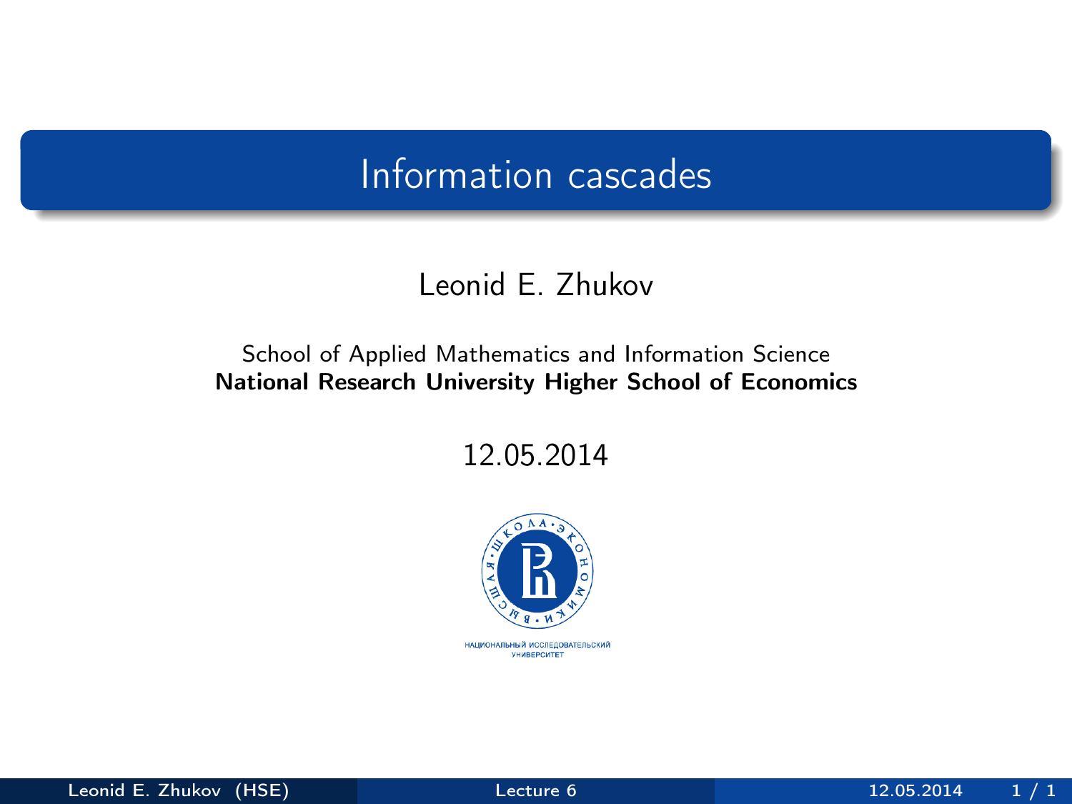# Information cascades

Leonid E. Zhukov

School of Applied Mathematics and Information Science
**National Research University Higher School of Economics**

12.05.2014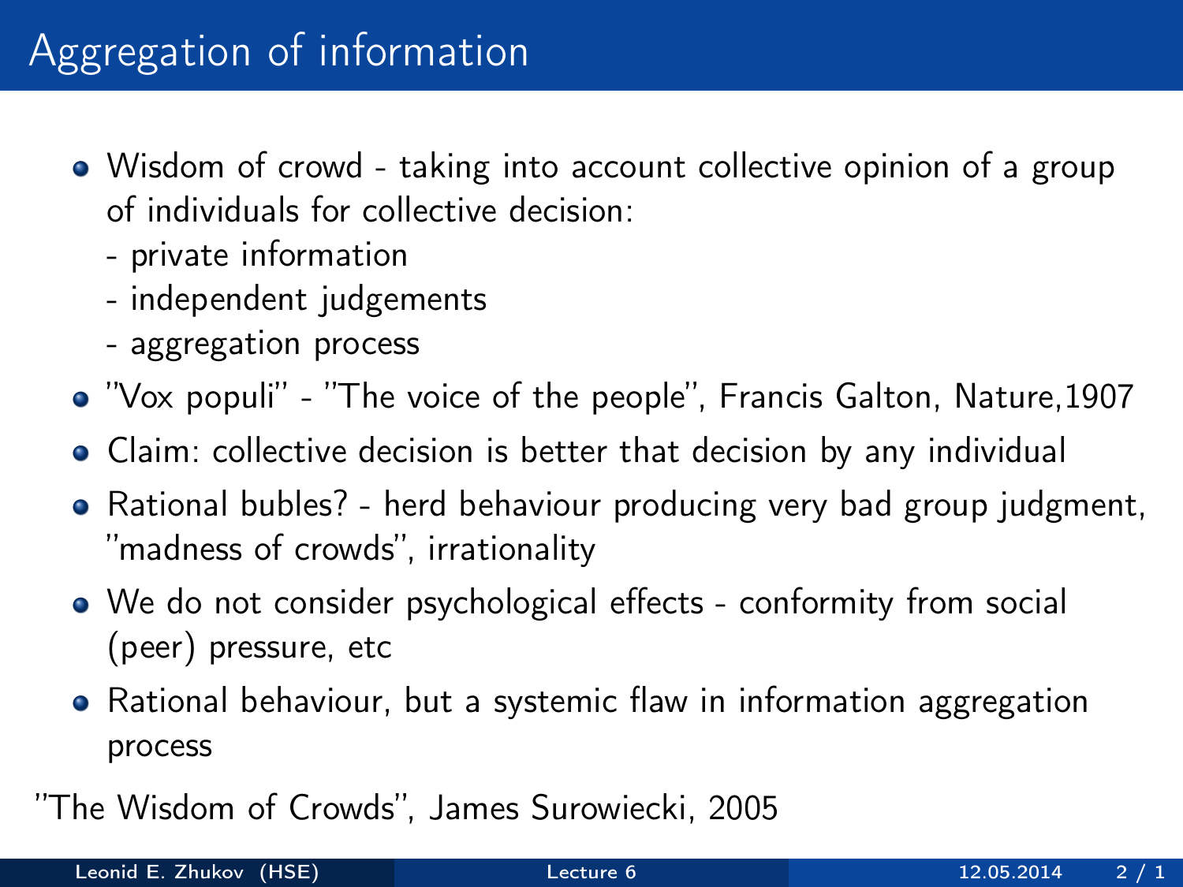# Aggregation of information

- Wisdom of crowd - taking into account collective opinion of a group of individuals for collective decision:
  - private information
  - independent judgements
  - aggregation process
- "Vox populi" - "The voice of the people", Francis Galton, Nature,1907
- Claim: collective decision is better that decision by any individual
- Rational bubles? - herd behaviour producing very bad group judgment, "madness of crowds", irrationality
- We do not consider psychological effects - conformity from social (peer) pressure, etc
- Rational behaviour, but a systemic flaw in information aggregation process

"The Wisdom of Crowds", James Surowiecki, 2005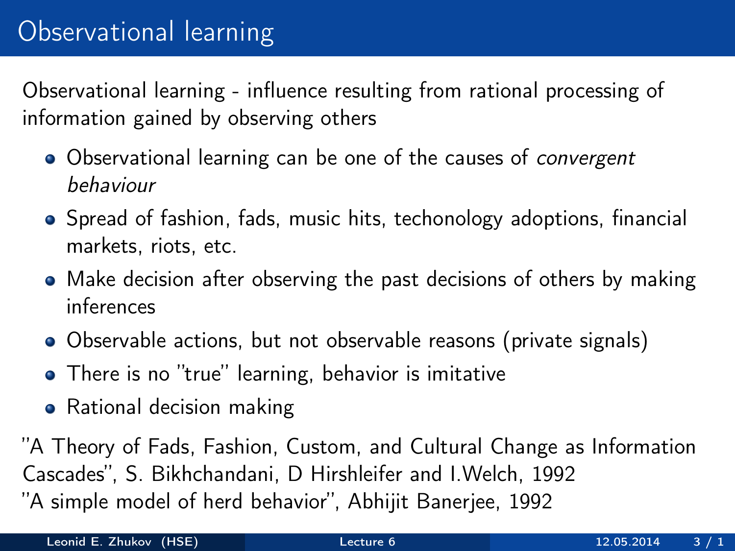# Observational learning

Observational learning - influence resulting from rational processing of information gained by observing others

- Observational learning can be one of the causes of *convergent behaviour*
- Spread of fashion, fads, music hits, techonology adoptions, financial markets, riots, etc.
- Make decision after observing the past decisions of others by making inferences
- Observable actions, but not observable reasons (private signals)
- There is no "true" learning, behavior is imitative
- Rational decision making

"A Theory of Fads, Fashion, Custom, and Cultural Change as Information Cascades", S. Bikhchandani, D Hirshleifer and I.Welch, 1992
"A simple model of herd behavior", Abhijit Banerjee, 1992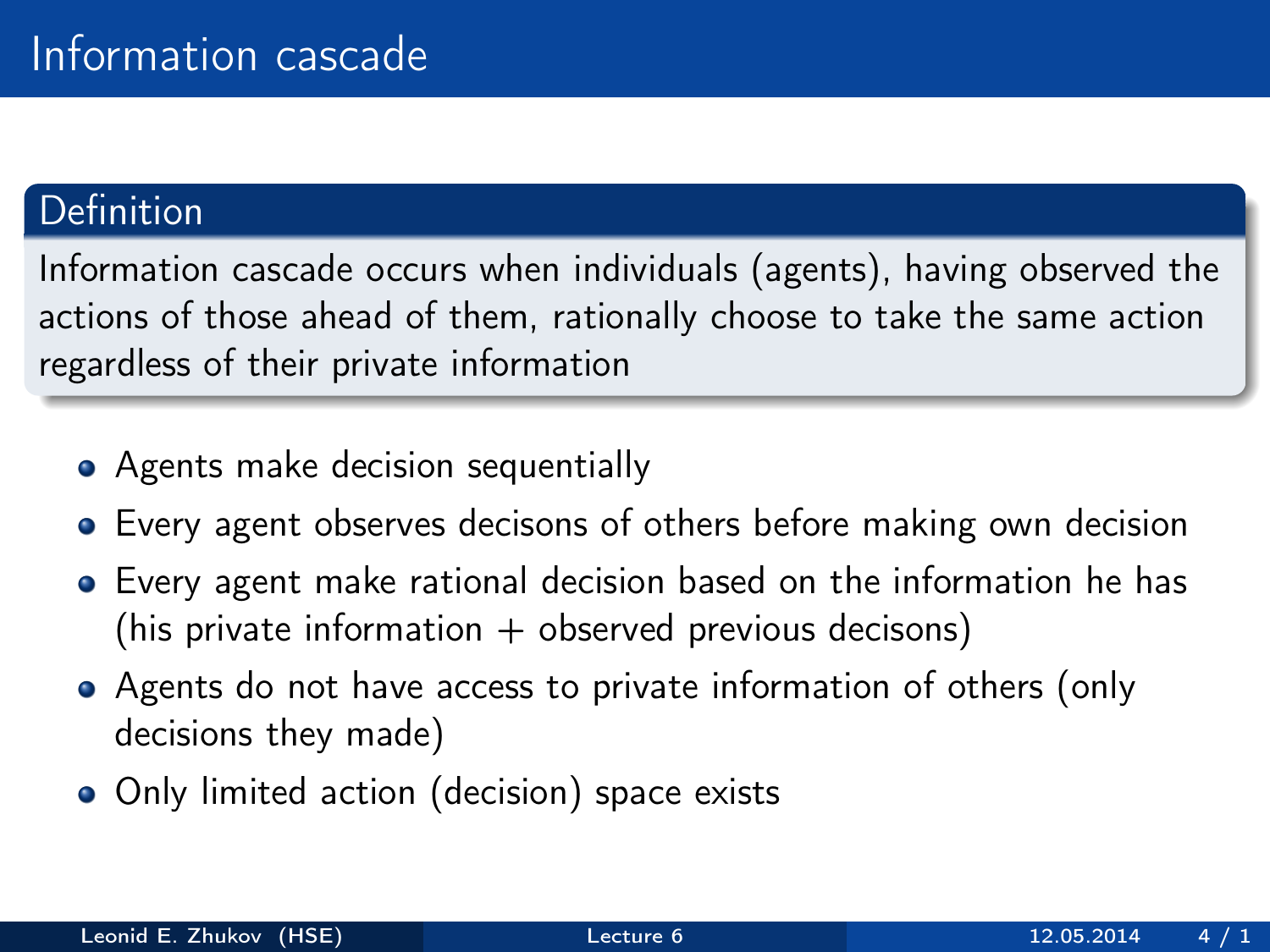# Information cascade

**Definition**

Information cascade occurs when individuals (agents), having observed the actions of those ahead of them, rationally choose to take the same action regardless of their private information

- Agents make decision sequentially
- Every agent observes decisons of others before making own decision
- Every agent make rational decision based on the information he has (his private information + observed previous decisons)
- Agents do not have access to private information of others (only decisions they made)
- Only limited action (decision) space exists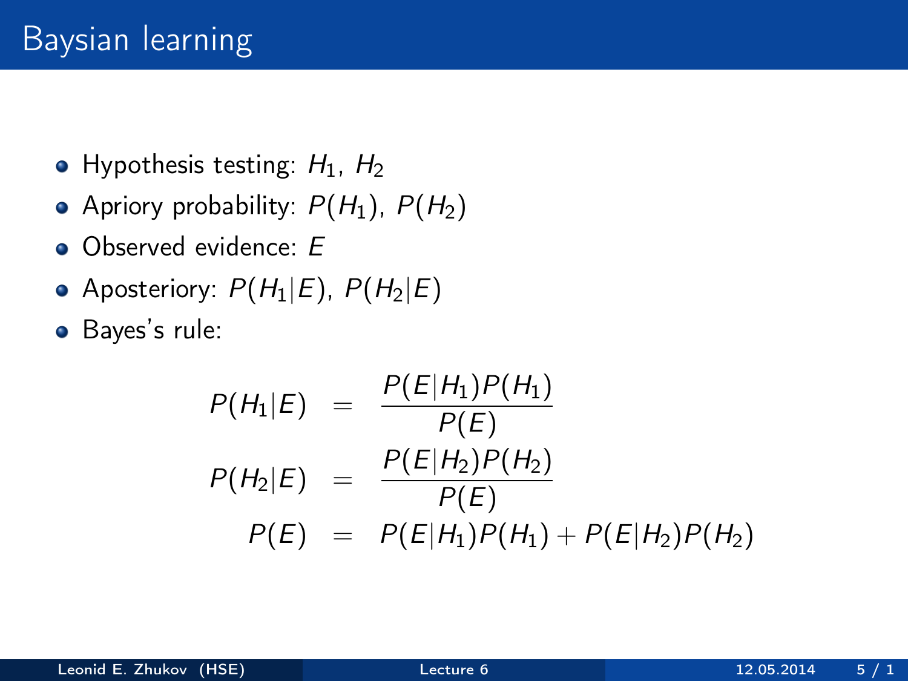# Baysian learning

- Hypothesis testing: $H_1$, $H_2$
- Apriory probability: $P(H_1)$, $P(H_2)$
- Observed evidence: $E$
- Aposteriory: $P(H_1|E)$, $P(H_2|E)$
- Bayes's rule:

$$
\begin{aligned}
P(H_1|E) &= \frac{P(E|H_1)P(H_1)}{P(E)} \\
P(H_2|E) &= \frac{P(E|H_2)P(H_2)}{P(E)} \\
P(E) &= P(E|H_1)P(H_1) + P(E|H_2)P(H_2)
\end{aligned}
$$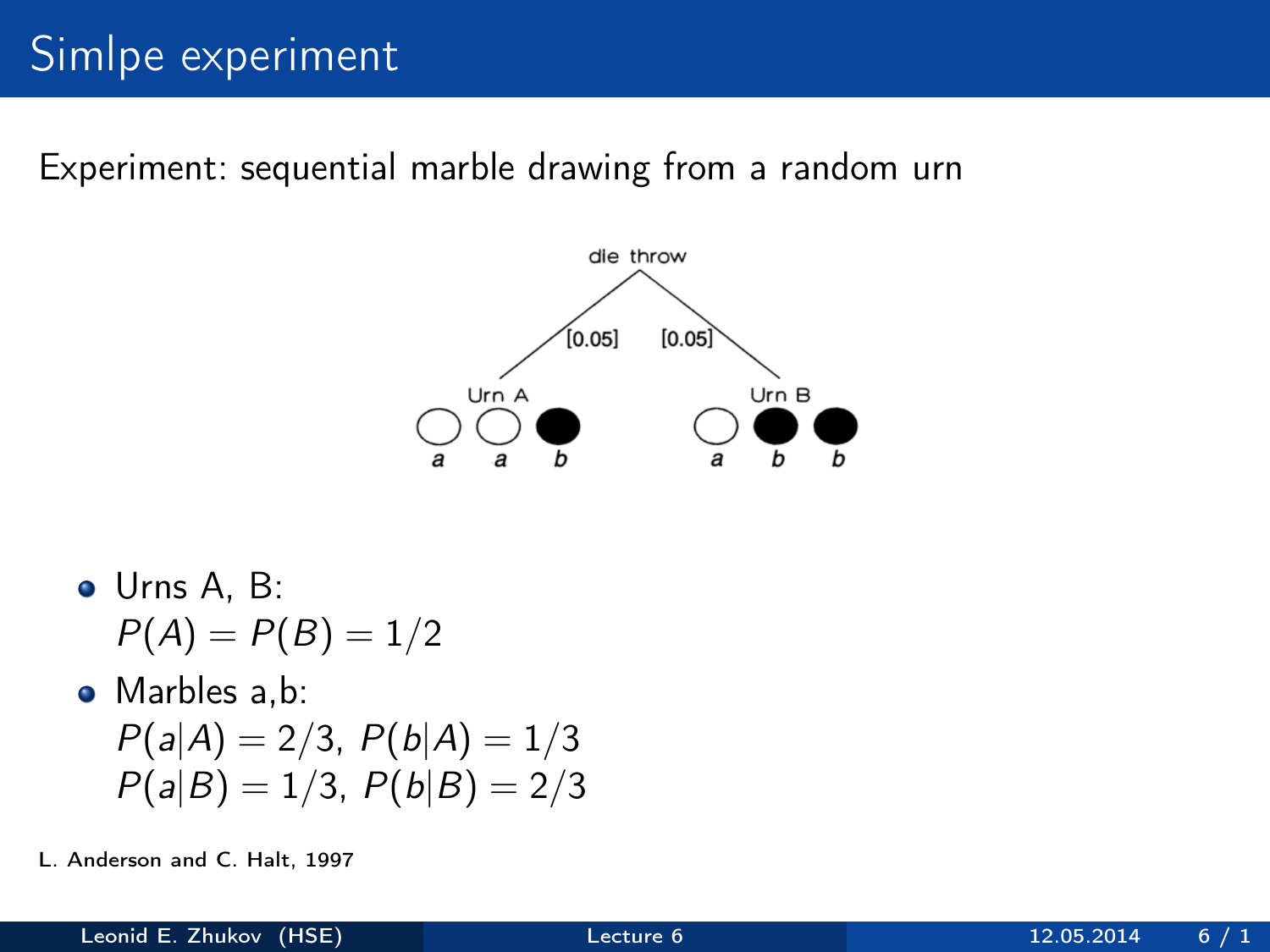# Simlpe experiment

Experiment: sequential marble drawing from a random urn

die throw

[0.05] [0.05]

Urn A: a a b

Urn B: a b b

- Urns A, B:
  $P(A) = P(B) = 1/2$
- Marbles a,b:
  $P(a|A) = 2/3,\ P(b|A) = 1/3$
  $P(a|B) = 1/3,\ P(b|B) = 2/3$

L. Anderson and C. Halt, 1997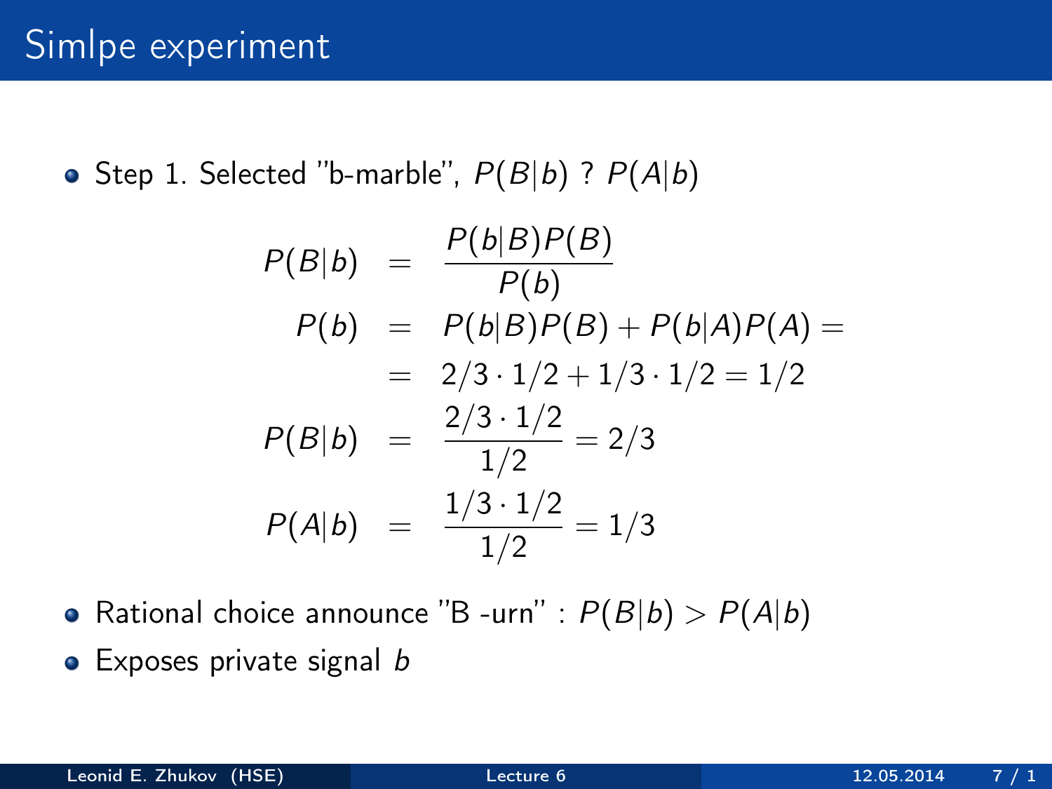# Simlpe experiment

- Step 1. Selected "b-marble", $P(B|b)$ ? $P(A|b)$

$$
\begin{aligned}
P(B|b) &= \frac{P(b|B)P(B)}{P(b)} \\
P(b) &= P(b|B)P(B) + P(b|A)P(A) = \\
&= 2/3 \cdot 1/2 + 1/3 \cdot 1/2 = 1/2 \\
P(B|b) &= \frac{2/3 \cdot 1/2}{1/2} = 2/3 \\
P(A|b) &= \frac{1/3 \cdot 1/2}{1/2} = 1/3
\end{aligned}
$$

- Rational choice announce "B -urn" : $P(B|b) > P(A|b)$
- Exposes private signal $b$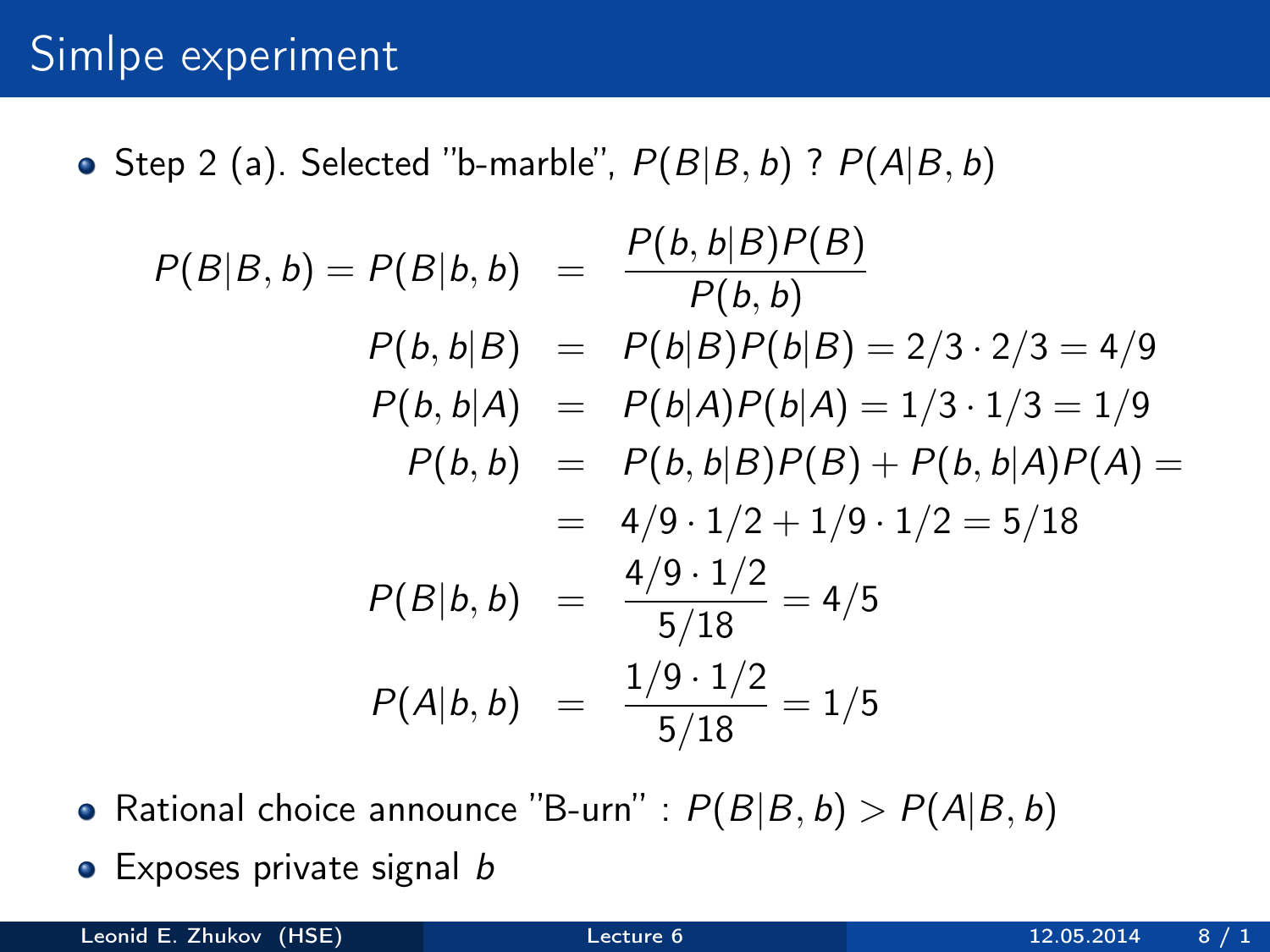# Simlpe experiment

- Step 2 (a). Selected "b-marble", $P(B|B,b)$ ? $P(A|B,b)$

$$
\begin{aligned}
P(B|B,b) = P(B|b,b) &= \frac{P(b,b|B)P(B)}{P(b,b)} \\
P(b,b|B) &= P(b|B)P(b|B) = 2/3 \cdot 2/3 = 4/9 \\
P(b,b|A) &= P(b|A)P(b|A) = 1/3 \cdot 1/3 = 1/9 \\
P(b,b) &= P(b,b|B)P(B) + P(b,b|A)P(A) = \\
&= 4/9 \cdot 1/2 + 1/9 \cdot 1/2 = 5/18 \\
P(B|b,b) &= \frac{4/9 \cdot 1/2}{5/18} = 4/5 \\
P(A|b,b) &= \frac{1/9 \cdot 1/2}{5/18} = 1/5
\end{aligned}
$$

- Rational choice announce "B-urn" : $P(B|B,b) > P(A|B,b)$
- Exposes private signal $b$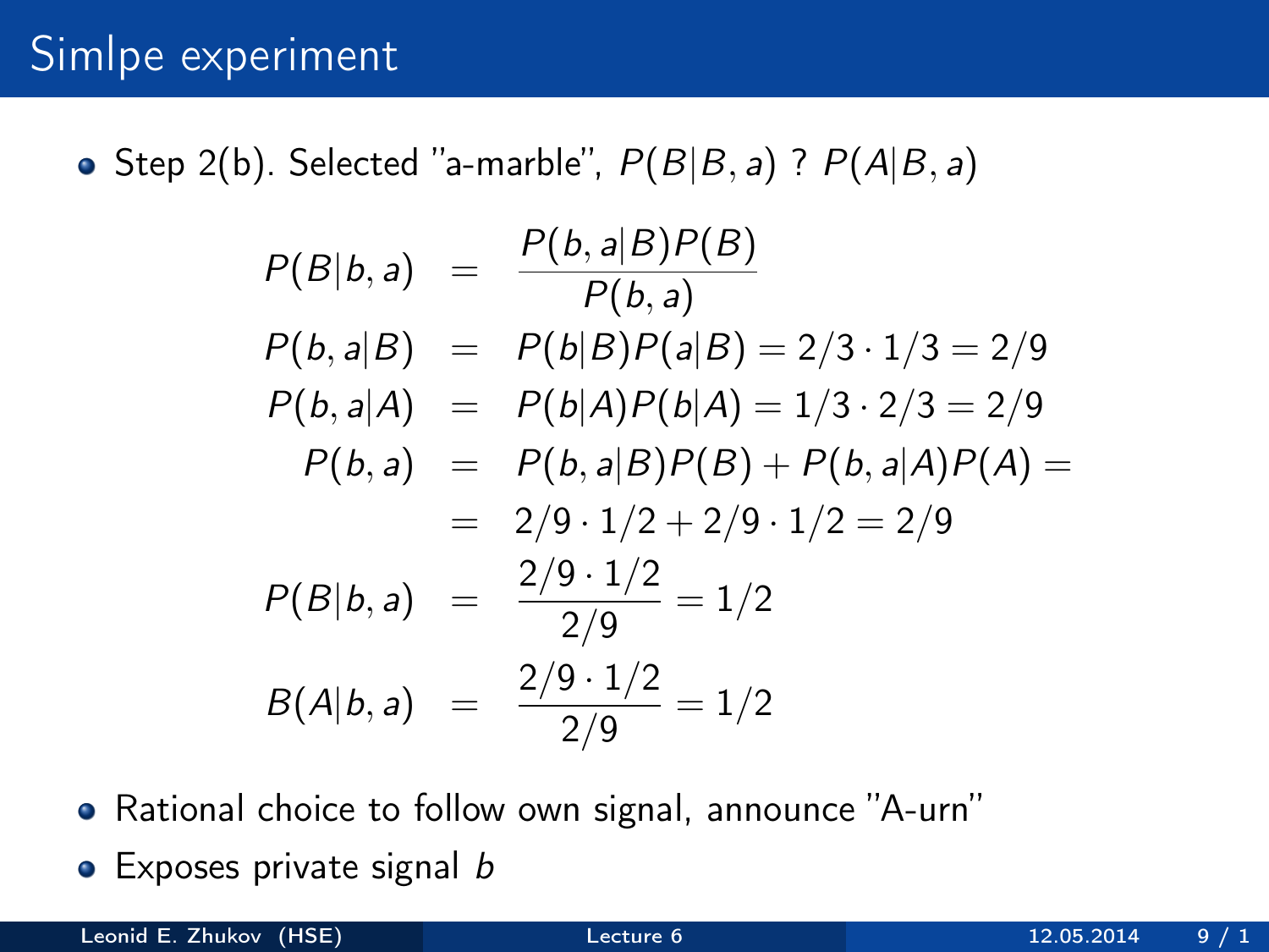# Simlpe experiment

- Step 2(b). Selected "a-marble", $P(B|B, a)$ ? $P(A|B, a)$

$$
\begin{aligned}
P(B|b, a) &= \frac{P(b, a|B)P(B)}{P(b, a)} \\
P(b, a|B) &= P(b|B)P(a|B) = 2/3 \cdot 1/3 = 2/9 \\
P(b, a|A) &= P(b|A)P(b|A) = 1/3 \cdot 2/3 = 2/9 \\
P(b, a) &= P(b, a|B)P(B) + P(b, a|A)P(A) = \\
&= 2/9 \cdot 1/2 + 2/9 \cdot 1/2 = 2/9 \\
P(B|b, a) &= \frac{2/9 \cdot 1/2}{2/9} = 1/2 \\
B(A|b, a) &= \frac{2/9 \cdot 1/2}{2/9} = 1/2
\end{aligned}
$$

- Rational choice to follow own signal, announce "A-urn"
- Exposes private signal $b$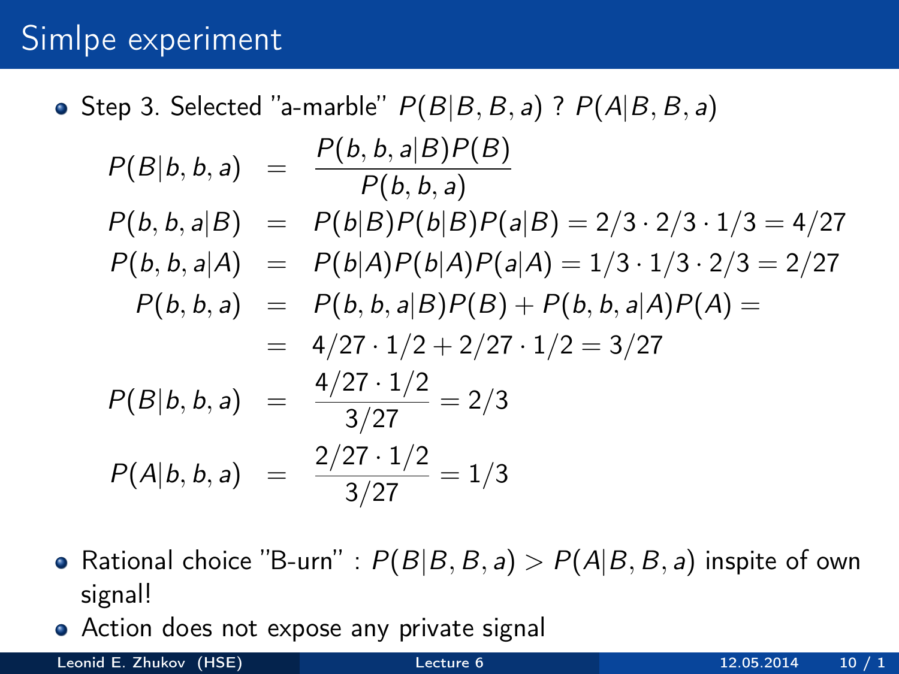# Simlpe experiment

- Step 3. Selected "a-marble" $P(B|B,B,a)$ ? $P(A|B,B,a)$

$$
\begin{aligned}
P(B|b,b,a) &= \frac{P(b,b,a|B)P(B)}{P(b,b,a)} \\
P(b,b,a|B) &= P(b|B)P(b|B)P(a|B) = 2/3 \cdot 2/3 \cdot 1/3 = 4/27 \\
P(b,b,a|A) &= P(b|A)P(b|A)P(a|A) = 1/3 \cdot 1/3 \cdot 2/3 = 2/27 \\
P(b,b,a) &= P(b,b,a|B)P(B) + P(b,b,a|A)P(A) = \\
&= 4/27 \cdot 1/2 + 2/27 \cdot 1/2 = 3/27 \\
P(B|b,b,a) &= \frac{4/27 \cdot 1/2}{3/27} = 2/3 \\
P(A|b,b,a) &= \frac{2/27 \cdot 1/2}{3/27} = 1/3
\end{aligned}
$$

- Rational choice "B-urn" : $P(B|B,B,a) > P(A|B,B,a)$ inspite of own signal!
- Action does not expose any private signal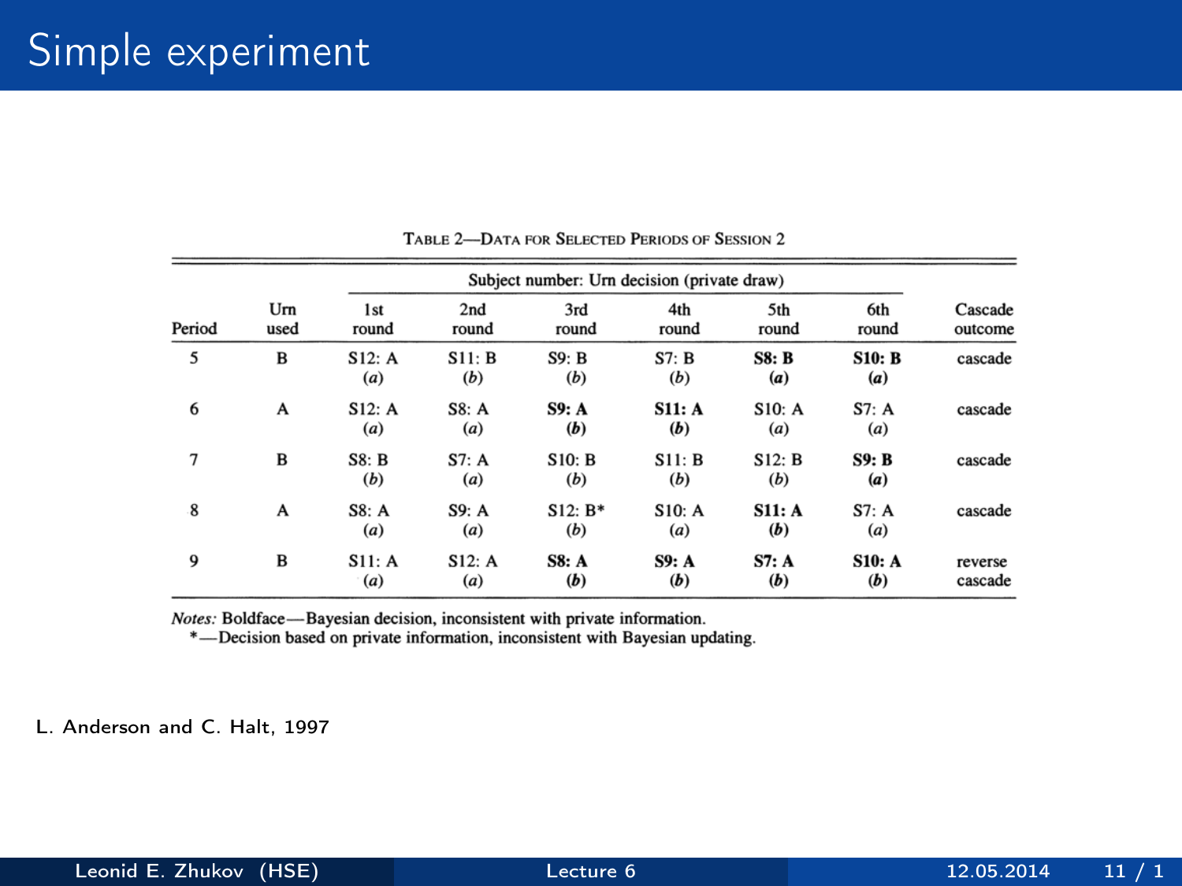# Simple experiment

TABLE 2—DATA FOR SELECTED PERIODS OF SESSION 2

| Period | Urn used | Subject number: Urn decision (private draw) | | | | | | Cascade outcome |
|---|---|---|---|---|---|---|---|---|
| | | 1st round | 2nd round | 3rd round | 4th round | 5th round | 6th round | |
| 5 | B | S12: A (*a*) | S11: B (*b*) | S9: B (*b*) | S7: B (*b*) | **S8: B (*a*)** | **S10: B (*a*)** | cascade |
| 6 | A | S12: A (*a*) | S8: A (*a*) | **S9: A (*b*)** | **S11: A (*b*)** | S10: A (*a*) | S7: A (*a*) | cascade |
| 7 | B | S8: B (*b*) | S7: A (*a*) | S10: B (*b*) | S11: B (*b*) | S12: B (*b*) | **S9: B (*a*)** | cascade |
| 8 | A | S8: A (*a*) | S9: A (*a*) | S12: B* (*b*) | S10: A (*a*) | **S11: A (*b*)** | S7: A (*a*) | cascade |
| 9 | B | S11: A (*a*) | S12: A (*a*) | **S8: A (*b*)** | **S9: A (*b*)** | **S7: A (*b*)** | **S10: A (*b*)** | reverse cascade |

*Notes:* Boldface—Bayesian decision, inconsistent with private information.
*—Decision based on private information, inconsistent with Bayesian updating.

L. Anderson and C. Halt, 1997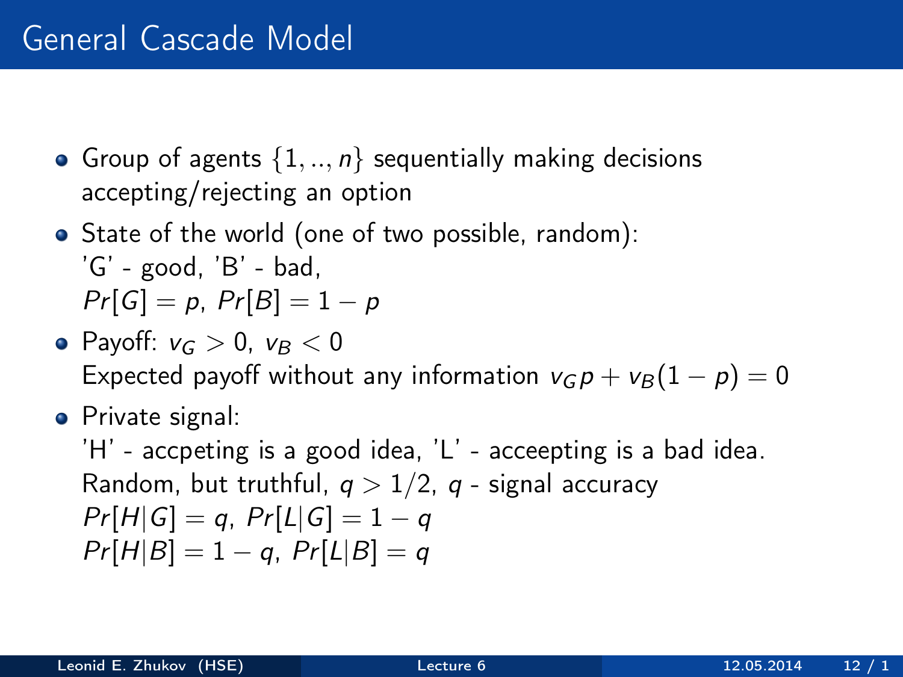# General Cascade Model

- Group of agents $\{1, .., n\}$ sequentially making decisions accepting/rejecting an option
- State of the world (one of two possible, random):
  'G' - good, 'B' - bad,
  $Pr[G] = p$, $Pr[B] = 1 - p$
- Payoff: $v_G > 0$, $v_B < 0$
  Expected payoff without any information $v_G p + v_B(1 - p) = 0$
- Private signal:
  'H' - accpeting is a good idea, 'L' - acceepting is a bad idea.
  Random, but truthful, $q > 1/2$, $q$ - signal accuracy
  $Pr[H|G] = q$, $Pr[L|G] = 1 - q$
  $Pr[H|B] = 1 - q$, $Pr[L|B] = q$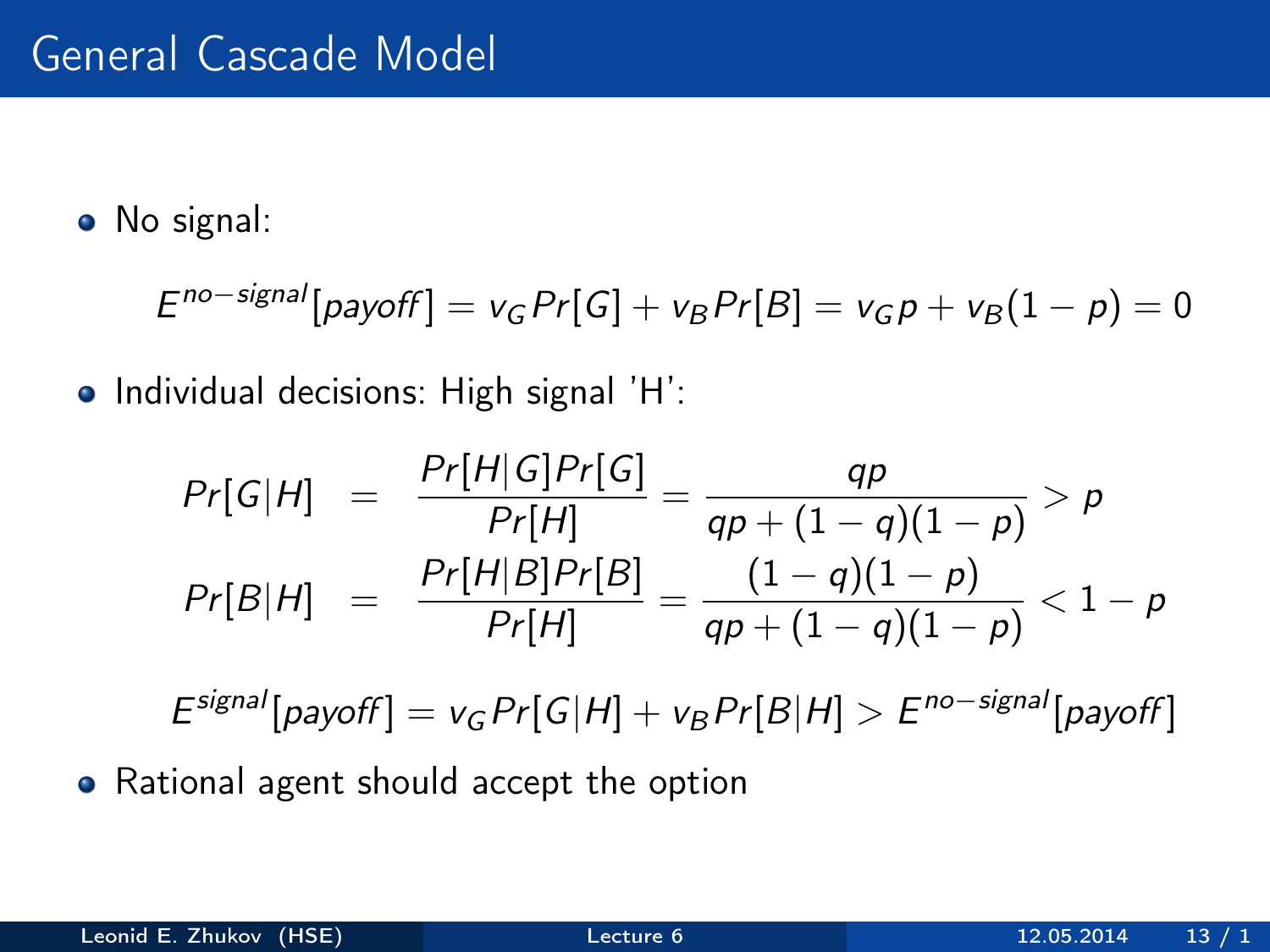# General Cascade Model

- No signal:

$$E^{no-signal}[payoff] = v_G Pr[G] + v_B Pr[B] = v_G p + v_B(1-p) = 0$$

- Individual decisions: High signal 'H':

$$\begin{aligned}
Pr[G|H] &= \frac{Pr[H|G]Pr[G]}{Pr[H]} = \frac{qp}{qp + (1-q)(1-p)} > p \\
Pr[B|H] &= \frac{Pr[H|B]Pr[B]}{Pr[H]} = \frac{(1-q)(1-p)}{qp + (1-q)(1-p)} < 1-p
\end{aligned}$$

$$E^{signal}[payoff] = v_G Pr[G|H] + v_B Pr[B|H] > E^{no-signal}[payoff]$$

- Rational agent should accept the option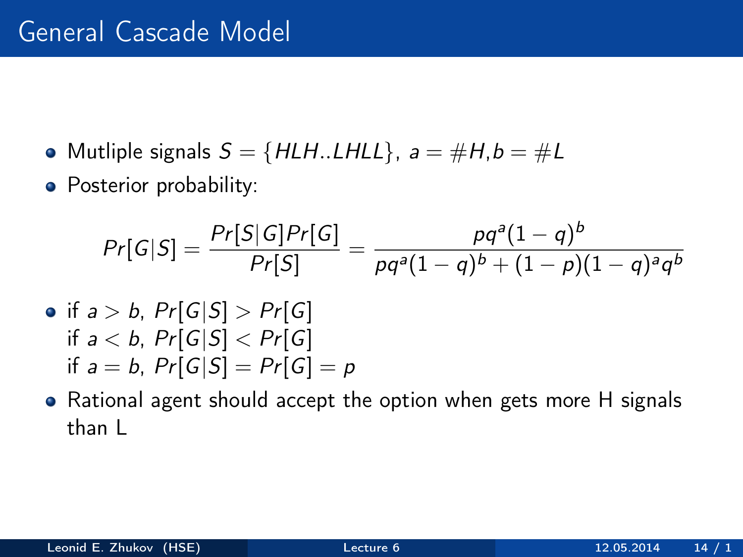# General Cascade Model

- Mutliple signals $S = \{HLH..LHLL\}$, $a = \#H, b = \#L$
- Posterior probability:

$$Pr[G|S] = \frac{Pr[S|G]Pr[G]}{Pr[S]} = \frac{pq^a(1-q)^b}{pq^a(1-q)^b + (1-p)(1-q)^a q^b}$$

- if $a > b$, $Pr[G|S] > Pr[G]$
  if $a < b$, $Pr[G|S] < Pr[G]$
  if $a = b$, $Pr[G|S] = Pr[G] = p$
- Rational agent should accept the option when gets more H signals than L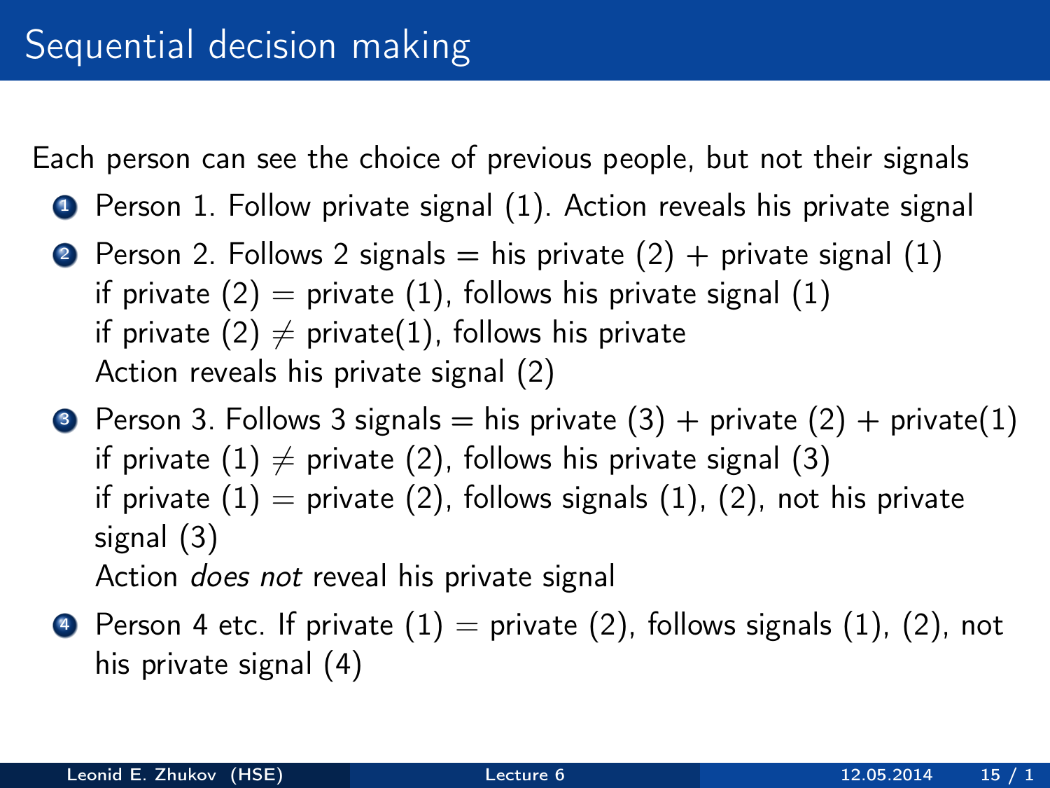# Sequential decision making

Each person can see the choice of previous people, but not their signals

1. Person 1. Follow private signal (1). Action reveals his private signal
2. Person 2. Follows 2 signals = his private (2) + private signal (1)
   if private (2) = private (1), follows his private signal (1)
   if private (2) $\neq$ private(1), follows his private
   Action reveals his private signal (2)
3. Person 3. Follows 3 signals = his private (3) + private (2) + private(1)
   if private (1) $\neq$ private (2), follows his private signal (3)
   if private (1) = private (2), follows signals (1), (2), not his private signal (3)
   Action *does not* reveal his private signal
4. Person 4 etc. If private (1) = private (2), follows signals (1), (2), not his private signal (4)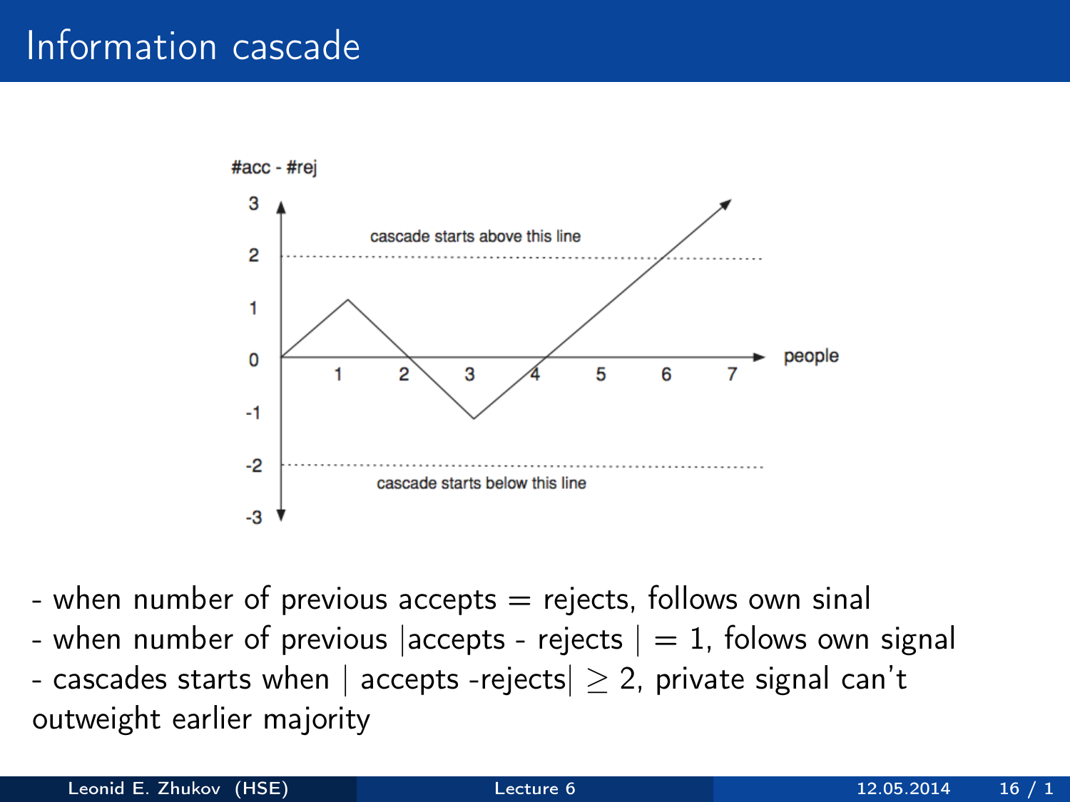# Information cascade

- when number of previous accepts = rejects, follows own sinal
- when number of previous |accepts - rejects | = 1, folows own signal
- cascades starts when | accepts -rejects| $\geq 2$, private signal can't outweight earlier majority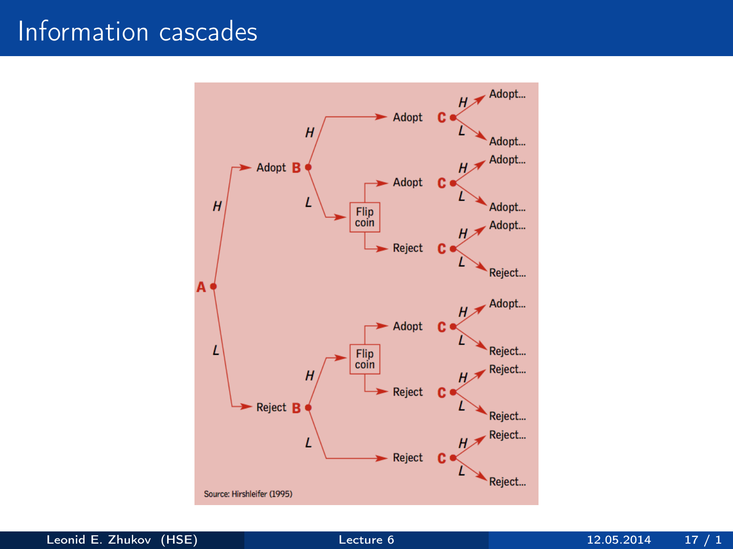# Information cascades

A —H→ Adopt B
- B —H→ Adopt C
  - C —H→ Adopt...
  - C —L→ Adopt...
- B —L→ Flip coin
  - Adopt C
    - C —H→ Adopt...
    - C —L→ Adopt...
  - Reject C
    - C —H→ Adopt...
    - C —L→ Reject...

A —L→ Reject B
- B —H→ Flip coin
  - Adopt C
    - C —H→ Adopt...
    - C —L→ Reject...
  - Reject C
    - C —H→ Reject...
    - C —L→ Reject...
- B —L→ Reject C
  - C —H→ Reject...
  - C —L→ Reject...

Source: Hirshleifer (1995)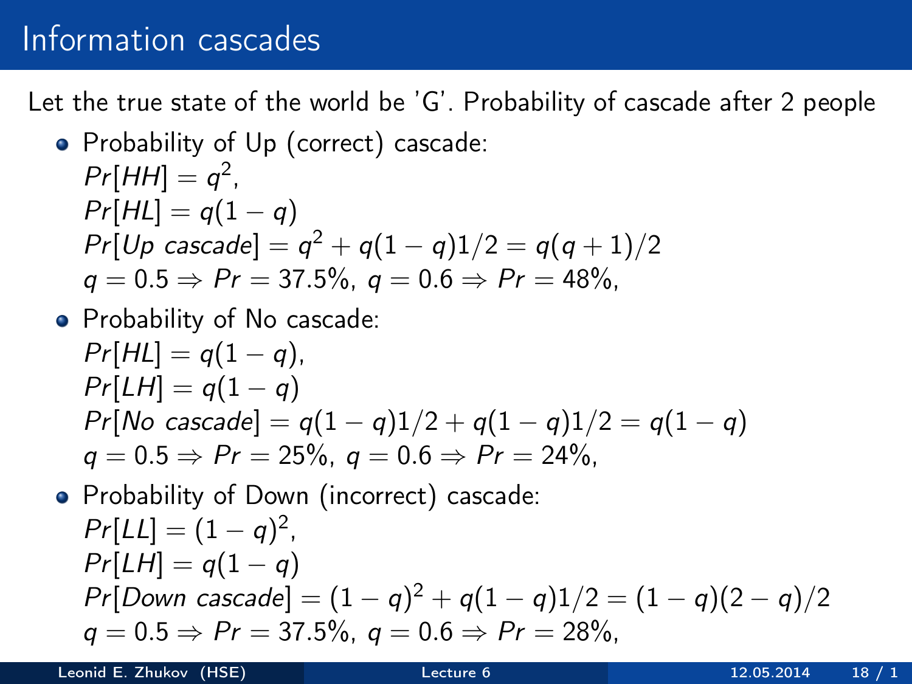# Information cascades

Let the true state of the world be 'G'. Probability of cascade after 2 people

- Probability of Up (correct) cascade:
  $Pr[HH] = q^2$,
  $Pr[HL] = q(1-q)$
  $Pr[Up\ cascade] = q^2 + q(1-q)1/2 = q(q+1)/2$
  $q = 0.5 \Rightarrow Pr = 37.5\%$, $q = 0.6 \Rightarrow Pr = 48\%$,
- Probability of No cascade:
  $Pr[HL] = q(1-q)$,
  $Pr[LH] = q(1-q)$
  $Pr[No\ cascade] = q(1-q)1/2 + q(1-q)1/2 = q(1-q)$
  $q = 0.5 \Rightarrow Pr = 25\%$, $q = 0.6 \Rightarrow Pr = 24\%$,
- Probability of Down (incorrect) cascade:
  $Pr[LL] = (1-q)^2$,
  $Pr[LH] = q(1-q)$
  $Pr[Down\ cascade] = (1-q)^2 + q(1-q)1/2 = (1-q)(2-q)/2$
  $q = 0.5 \Rightarrow Pr = 37.5\%$, $q = 0.6 \Rightarrow Pr = 28\%$,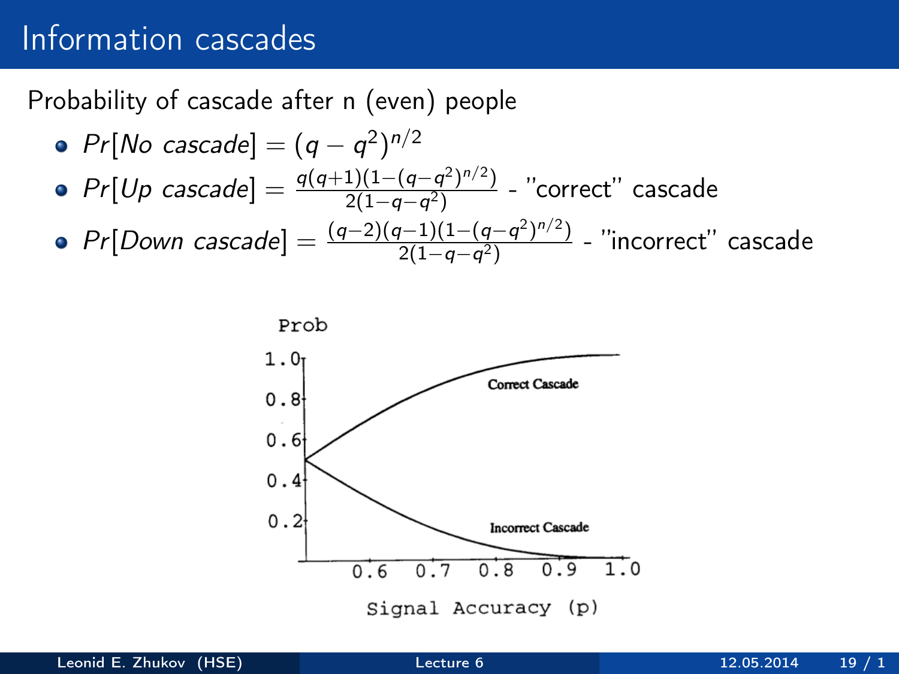# Information cascades

Probability of cascade after n (even) people

- $Pr[No\ cascade] = (q - q^2)^{n/2}$
- $Pr[Up\ cascade] = \frac{q(q+1)(1-(q-q^2)^{n/2})}{2(1-q-q^2)}$ - "correct" cascade
- $Pr[Down\ cascade] = \frac{(q-2)(q-1)(1-(q-q^2)^{n/2})}{2(1-q-q^2)}$ - "incorrect" cascade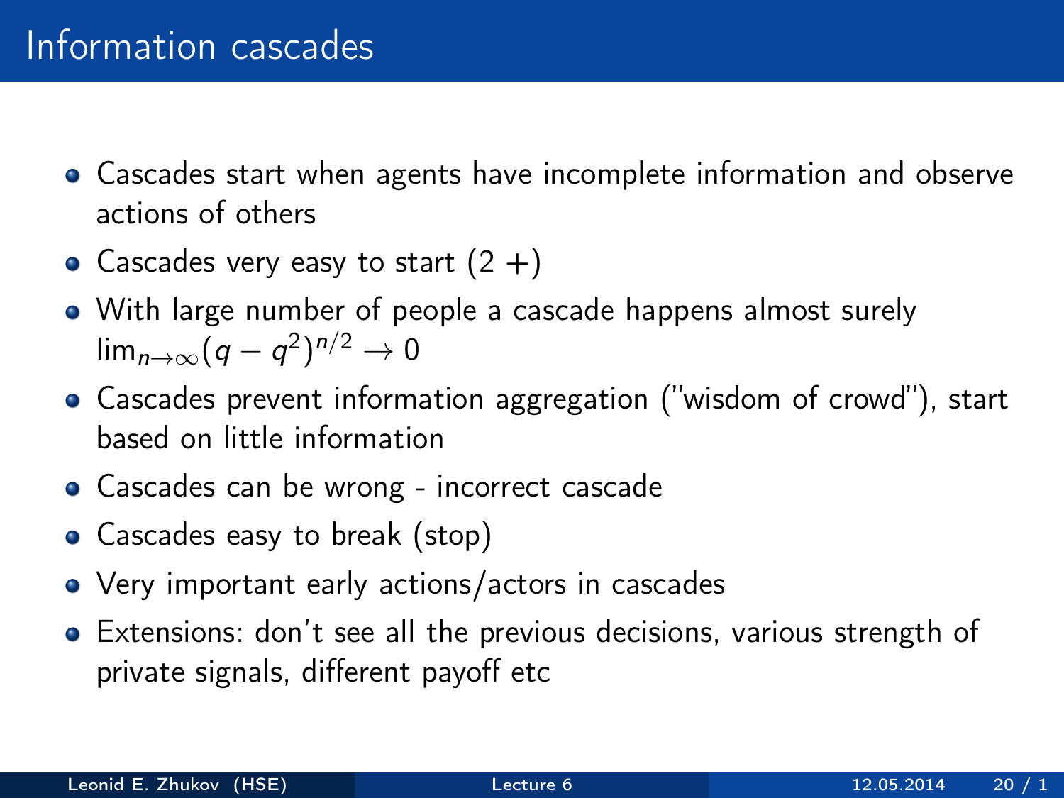# Information cascades

- Cascades start when agents have incomplete information and observe actions of others
- Cascades very easy to start (2 +)
- With large number of people a cascade happens almost surely $\lim_{n\to\infty}(q - q^2)^{n/2} \to 0$
- Cascades prevent information aggregation ("wisdom of crowd"), start based on little information
- Cascades can be wrong - incorrect cascade
- Cascades easy to break (stop)
- Very important early actions/actors in cascades
- Extensions: don't see all the previous decisions, various strength of private signals, different payoff etc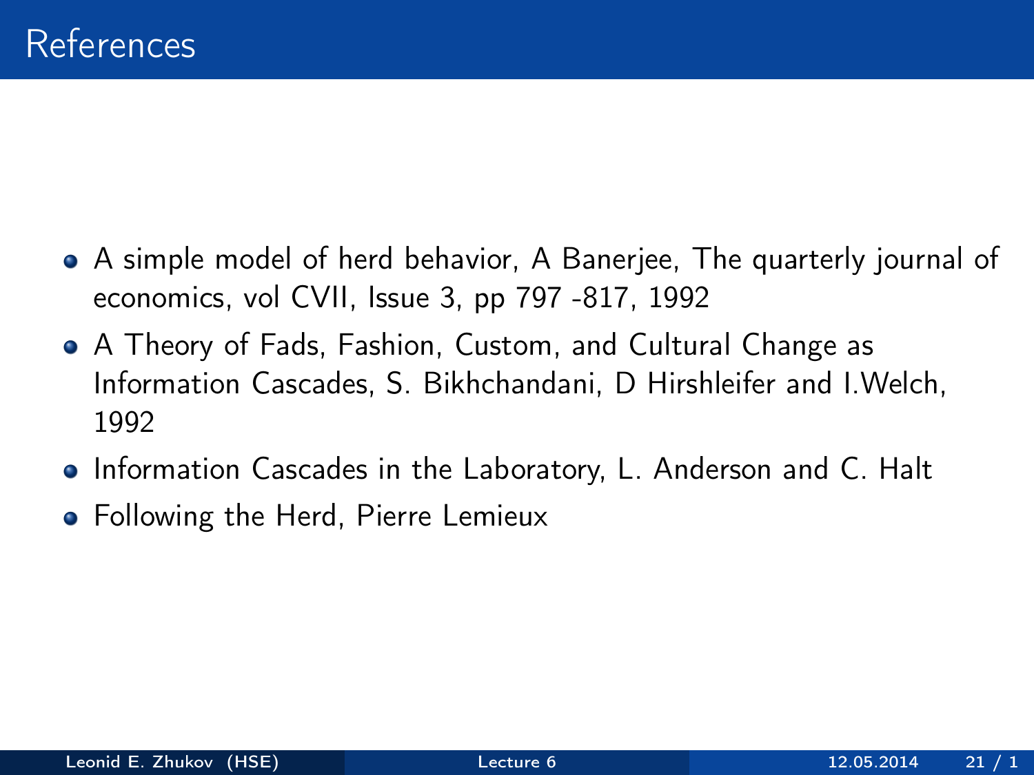# References

- A simple model of herd behavior, A Banerjee, The quarterly journal of economics, vol CVII, Issue 3, pp 797 -817, 1992
- A Theory of Fads, Fashion, Custom, and Cultural Change as Information Cascades, S. Bikhchandani, D Hirshleifer and I.Welch, 1992
- Information Cascades in the Laboratory, L. Anderson and C. Halt
- Following the Herd, Pierre Lemieux